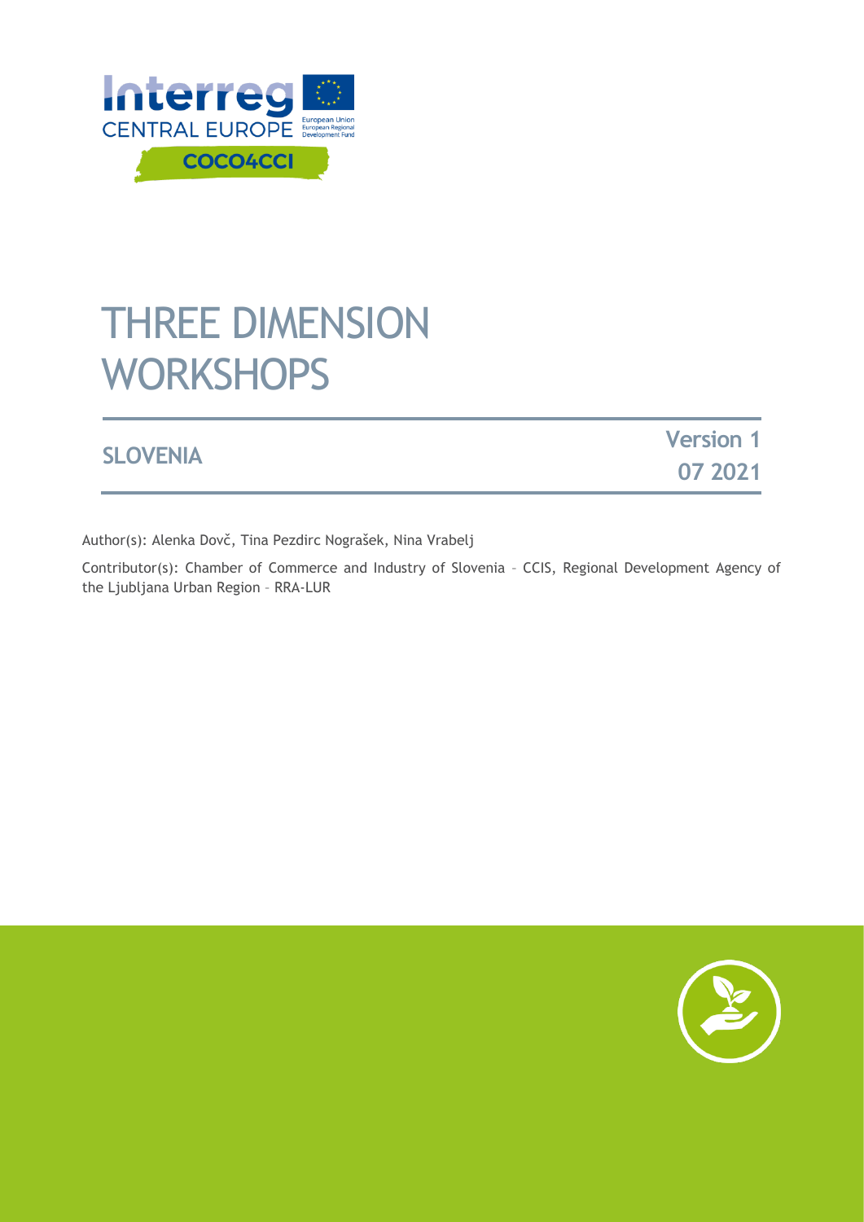Interreg CENTRAL EUROPE

European Union
European Regional Development Fund

COCO4CCI

# THREE DIMENSION WORKSHOPS

**SLOVENIA**

**Version 1**
**07 2021**

Author(s): Alenka Dovč, Tina Pezdirc Nograšek, Nina Vrabelj

Contributor(s): Chamber of Commerce and Industry of Slovenia – CCIS, Regional Development Agency of the Ljubljana Urban Region – RRA-LUR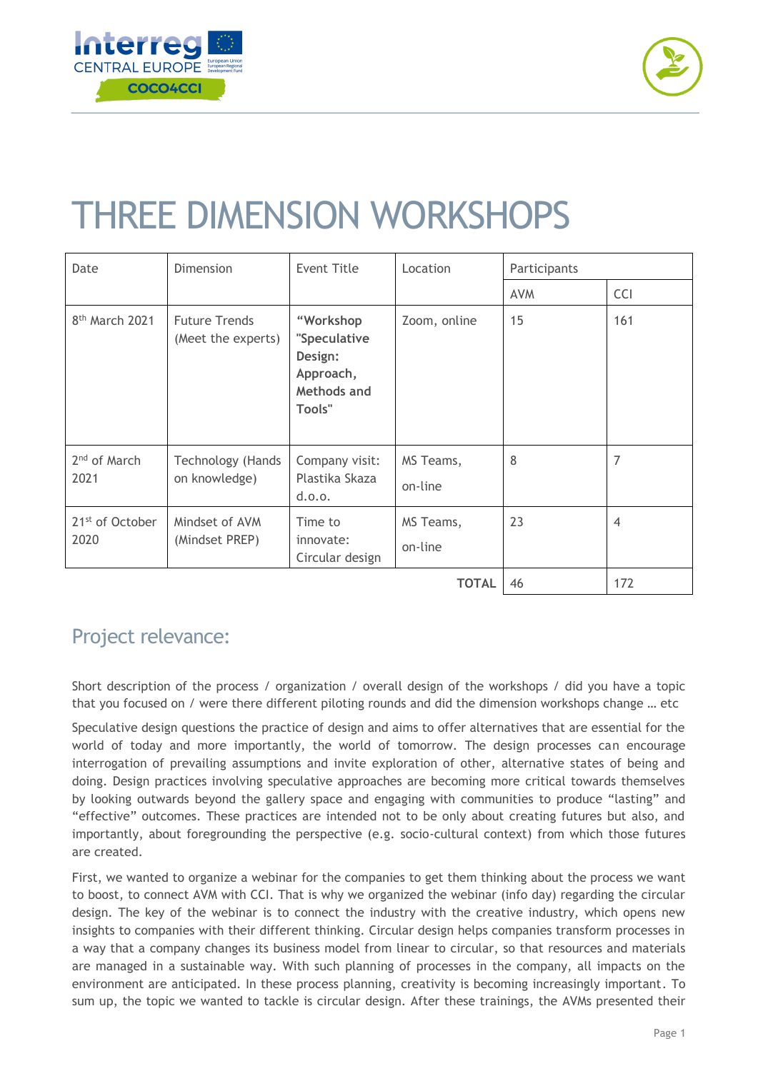# THREE DIMENSION WORKSHOPS

| Date | Dimension | Event Title | Location | Participants | |
|---|---|---|---|---|---|
| | | | | AVM | CCI |
| 8th March 2021 | Future Trends (Meet the experts) | **"Workshop "Speculative Design: Approach, Methods and Tools"** | Zoom, online | 15 | 161 |
| 2nd of March 2021 | Technology (Hands on knowledge) | Company visit: Plastika Skaza d.o.o. | MS Teams, on-line | 8 | 7 |
| 21st of October 2020 | Mindset of AVM (Mindset PREP) | Time to innovate: Circular design | MS Teams, on-line | 23 | 4 |
| | | | **TOTAL** | 46 | 172 |

## Project relevance:

Short description of the process / organization / overall design of the workshops / did you have a topic that you focused on / were there different piloting rounds and did the dimension workshops change … etc

Speculative design questions the practice of design and aims to offer alternatives that are essential for the world of today and more importantly, the world of tomorrow. The design processes can encourage interrogation of prevailing assumptions and invite exploration of other, alternative states of being and doing. Design practices involving speculative approaches are becoming more critical towards themselves by looking outwards beyond the gallery space and engaging with communities to produce "lasting" and "effective" outcomes. These practices are intended not to be only about creating futures but also, and importantly, about foregrounding the perspective (e.g. socio-cultural context) from which those futures are created.

First, we wanted to organize a webinar for the companies to get them thinking about the process we want to boost, to connect AVM with CCI. That is why we organized the webinar (info day) regarding the circular design. The key of the webinar is to connect the industry with the creative industry, which opens new insights to companies with their different thinking. Circular design helps companies transform processes in a way that a company changes its business model from linear to circular, so that resources and materials are managed in a sustainable way. With such planning of processes in the company, all impacts on the environment are anticipated. In these process planning, creativity is becoming increasingly important. To sum up, the topic we wanted to tackle is circular design. After these trainings, the AVMs presented their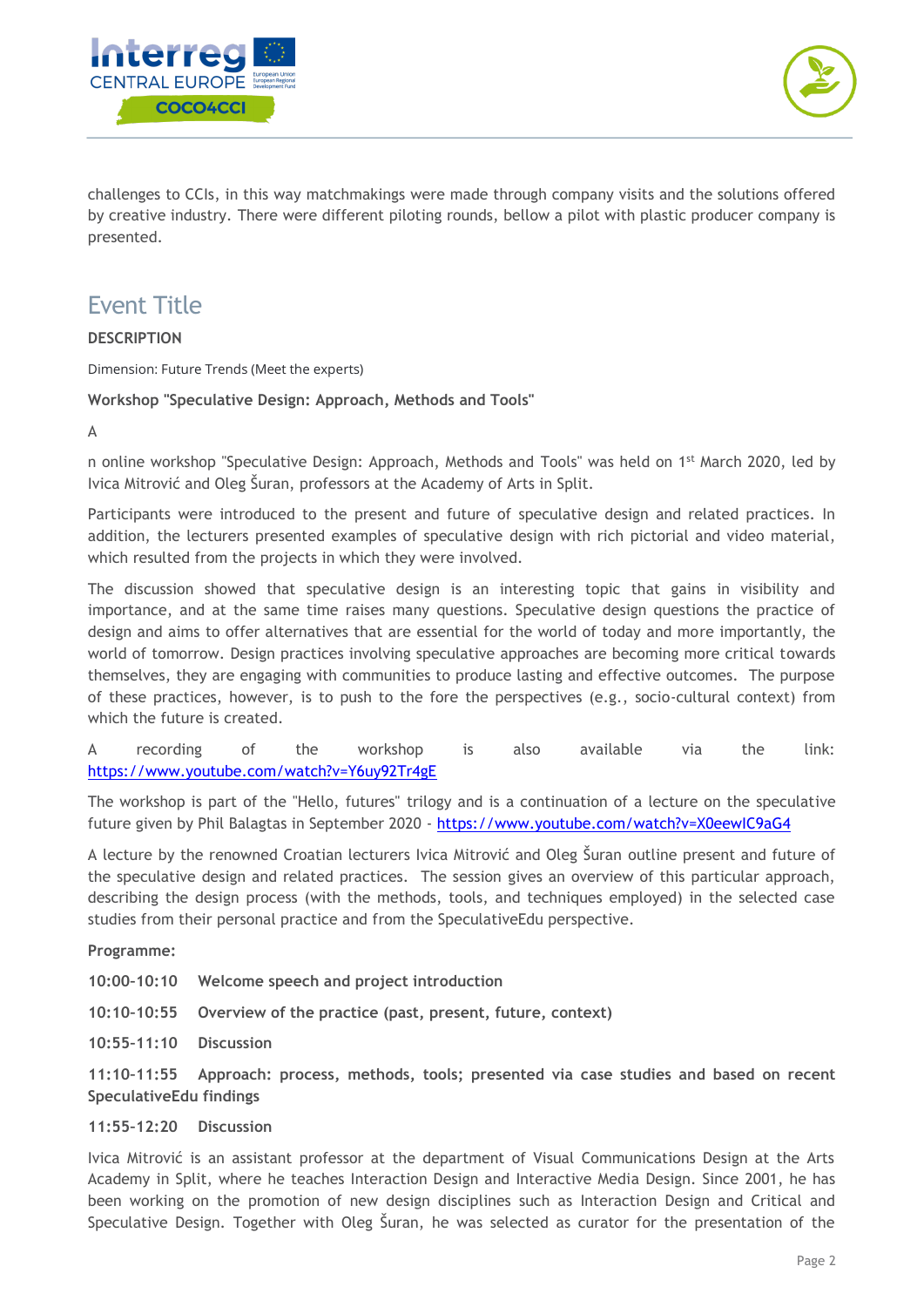challenges to CCIs, in this way matchmakings were made through company visits and the solutions offered by creative industry. There were different piloting rounds, bellow a pilot with plastic producer company is presented.

## Event Title

**DESCRIPTION**

Dimension: Future Trends (Meet the experts)

**Workshop "Speculative Design: Approach, Methods and Tools"**

A

n online workshop "Speculative Design: Approach, Methods and Tools" was held on 1st March 2020, led by Ivica Mitrović and Oleg Šuran, professors at the Academy of Arts in Split.

Participants were introduced to the present and future of speculative design and related practices. In addition, the lecturers presented examples of speculative design with rich pictorial and video material, which resulted from the projects in which they were involved.

The discussion showed that speculative design is an interesting topic that gains in visibility and importance, and at the same time raises many questions. Speculative design questions the practice of design and aims to offer alternatives that are essential for the world of today and more importantly, the world of tomorrow. Design practices involving speculative approaches are becoming more critical towards themselves, they are engaging with communities to produce lasting and effective outcomes. The purpose of these practices, however, is to push to the fore the perspectives (e.g., socio-cultural context) from which the future is created.

A recording of the workshop is also available via the link: https://www.youtube.com/watch?v=Y6uy92Tr4gE

The workshop is part of the "Hello, futures" trilogy and is a continuation of a lecture on the speculative future given by Phil Balagtas in September 2020 - https://www.youtube.com/watch?v=X0eewIC9aG4

A lecture by the renowned Croatian lecturers Ivica Mitrović and Oleg Šuran outline present and future of the speculative design and related practices. The session gives an overview of this particular approach, describing the design process (with the methods, tools, and techniques employed) in the selected case studies from their personal practice and from the SpeculativeEdu perspective.

**Programme:**

**10:00-10:10 Welcome speech and project introduction**

**10:10-10:55 Overview of the practice (past, present, future, context)**

**10:55-11:10 Discussion**

**11:10-11:55 Approach: process, methods, tools; presented via case studies and based on recent SpeculativeEdu findings**

**11:55-12:20 Discussion**

Ivica Mitrović is an assistant professor at the department of Visual Communications Design at the Arts Academy in Split, where he teaches Interaction Design and Interactive Media Design. Since 2001, he has been working on the promotion of new design disciplines such as Interaction Design and Critical and Speculative Design. Together with Oleg Šuran, he was selected as curator for the presentation of the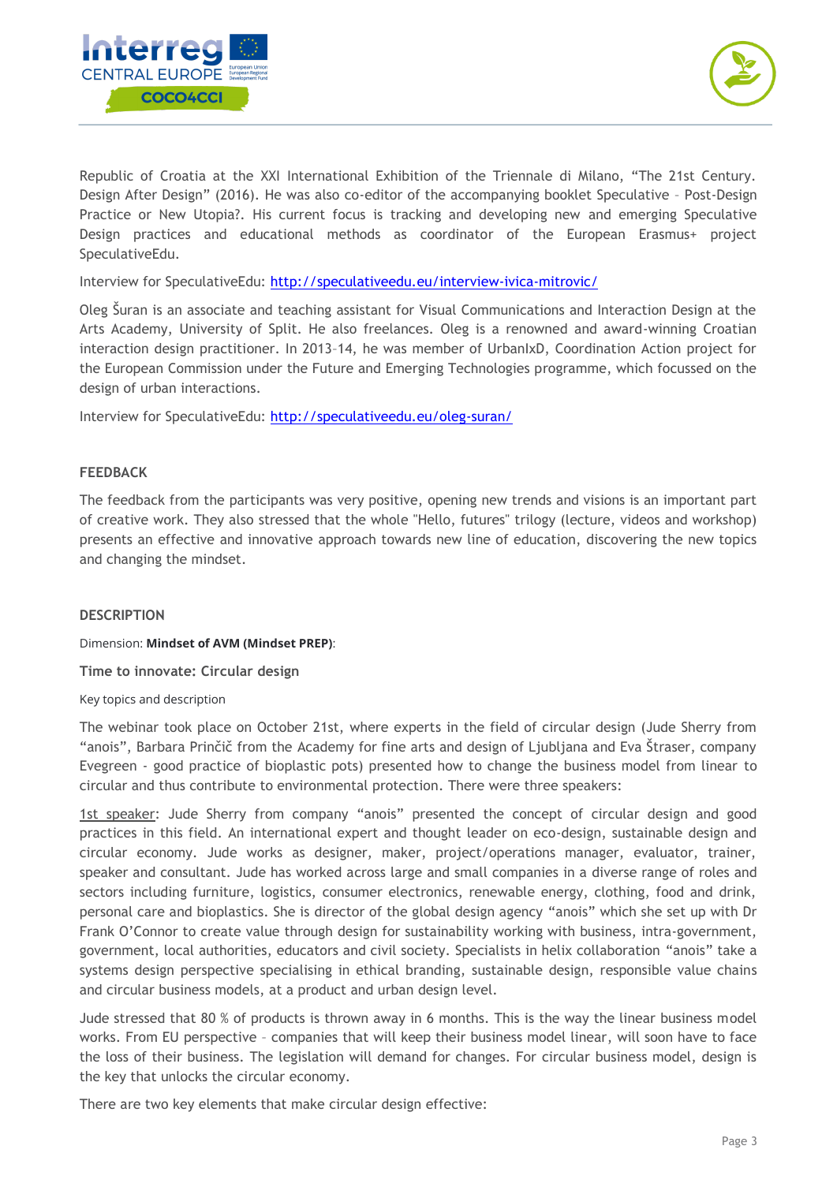Republic of Croatia at the XXI International Exhibition of the Triennale di Milano, “The 21st Century. Design After Design” (2016). He was also co-editor of the accompanying booklet Speculative – Post-Design Practice or New Utopia?. His current focus is tracking and developing new and emerging Speculative Design practices and educational methods as coordinator of the European Erasmus+ project SpeculativeEdu.

Interview for SpeculativeEdu: [http://speculativeedu.eu/interview-ivica-mitrovic/](http://speculativeedu.eu/interview-ivica-mitrovic/)

Oleg Šuran is an associate and teaching assistant for Visual Communications and Interaction Design at the Arts Academy, University of Split. He also freelances. Oleg is a renowned and award-winning Croatian interaction design practitioner. In 2013–14, he was member of UrbanIxD, Coordination Action project for the European Commission under the Future and Emerging Technologies programme, which focussed on the design of urban interactions.

Interview for SpeculativeEdu: [http://speculativeedu.eu/oleg-suran/](http://speculativeedu.eu/oleg-suran/)

## FEEDBACK

The feedback from the participants was very positive, opening new trends and visions is an important part of creative work. They also stressed that the whole "Hello, futures" trilogy (lecture, videos and workshop) presents an effective and innovative approach towards new line of education, discovering the new topics and changing the mindset.

## DESCRIPTION

Dimension: **Mindset of AVM (Mindset PREP)**:

### Time to innovate: Circular design

Key topics and description

The webinar took place on October 21st, where experts in the field of circular design (Jude Sherry from “anois”, Barbara Prinčič from the Academy for fine arts and design of Ljubljana and Eva Štraser, company Evegreen - good practice of bioplastic pots) presented how to change the business model from linear to circular and thus contribute to environmental protection. There were three speakers:

1st speaker: Jude Sherry from company “anois” presented the concept of circular design and good practices in this field. An international expert and thought leader on eco-design, sustainable design and circular economy. Jude works as designer, maker, project/operations manager, evaluator, trainer, speaker and consultant. Jude has worked across large and small companies in a diverse range of roles and sectors including furniture, logistics, consumer electronics, renewable energy, clothing, food and drink, personal care and bioplastics. She is director of the global design agency “anois” which she set up with Dr Frank O’Connor to create value through design for sustainability working with business, intra-government, government, local authorities, educators and civil society. Specialists in helix collaboration “anois” take a systems design perspective specialising in ethical branding, sustainable design, responsible value chains and circular business models, at a product and urban design level.

Jude stressed that 80 % of products is thrown away in 6 months. This is the way the linear business model works. From EU perspective – companies that will keep their business model linear, will soon have to face the loss of their business. The legislation will demand for changes. For circular business model, design is the key that unlocks the circular economy.

There are two key elements that make circular design effective: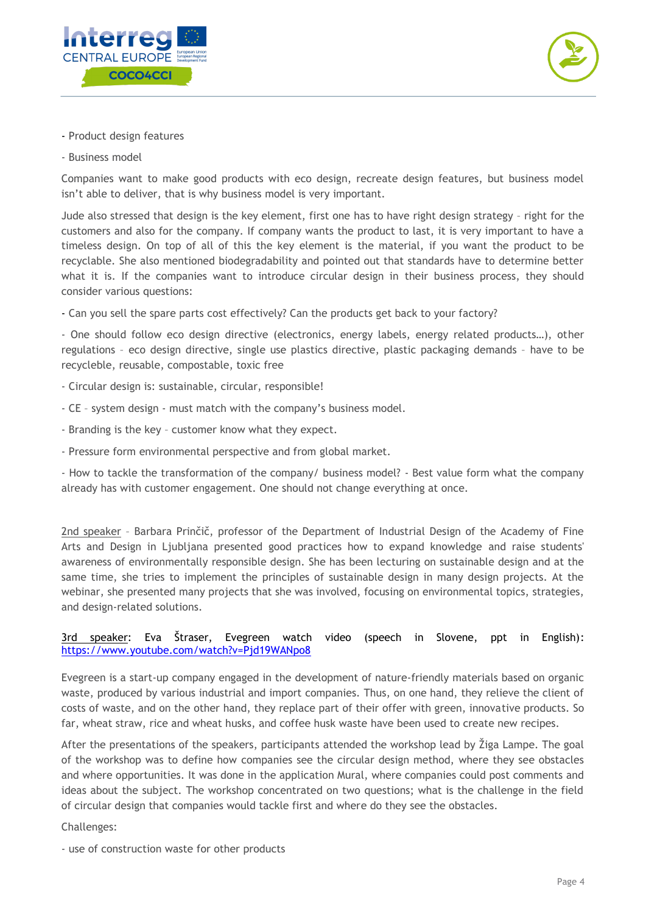- Product design features

- Business model

Companies want to make good products with eco design, recreate design features, but business model isn't able to deliver, that is why business model is very important.

Jude also stressed that design is the key element, first one has to have right design strategy – right for the customers and also for the company. If company wants the product to last, it is very important to have a timeless design. On top of all of this the key element is the material, if you want the product to be recyclable. She also mentioned biodegradability and pointed out that standards have to determine better what it is. If the companies want to introduce circular design in their business process, they should consider various questions:

- Can you sell the spare parts cost effectively? Can the products get back to your factory?

- One should follow eco design directive (electronics, energy labels, energy related products…), other regulations – eco design directive, single use plastics directive, plastic packaging demands – have to be recycleble, reusable, compostable, toxic free

- Circular design is: sustainable, circular, responsible!

- CE – system design - must match with the company's business model.

- Branding is the key – customer know what they expect.

- Pressure form environmental perspective and from global market.

- How to tackle the transformation of the company/ business model? - Best value form what the company already has with customer engagement. One should not change everything at once.

2nd speaker – Barbara Prinčič, professor of the Department of Industrial Design of the Academy of Fine Arts and Design in Ljubljana presented good practices how to expand knowledge and raise students' awareness of environmentally responsible design. She has been lecturing on sustainable design and at the same time, she tries to implement the principles of sustainable design in many design projects. At the webinar, she presented many projects that she was involved, focusing on environmental topics, strategies, and design-related solutions.

3rd speaker: Eva Štraser, Evegreen watch video (speech in Slovene, ppt in English): https://www.youtube.com/watch?v=Pjd19WANpo8

Evegreen is a start-up company engaged in the development of nature-friendly materials based on organic waste, produced by various industrial and import companies. Thus, on one hand, they relieve the client of costs of waste, and on the other hand, they replace part of their offer with green, innovative products. So far, wheat straw, rice and wheat husks, and coffee husk waste have been used to create new recipes.

After the presentations of the speakers, participants attended the workshop lead by Žiga Lampe. The goal of the workshop was to define how companies see the circular design method, where they see obstacles and where opportunities. It was done in the application Mural, where companies could post comments and ideas about the subject. The workshop concentrated on two questions; what is the challenge in the field of circular design that companies would tackle first and where do they see the obstacles.

Challenges:

- use of construction waste for other products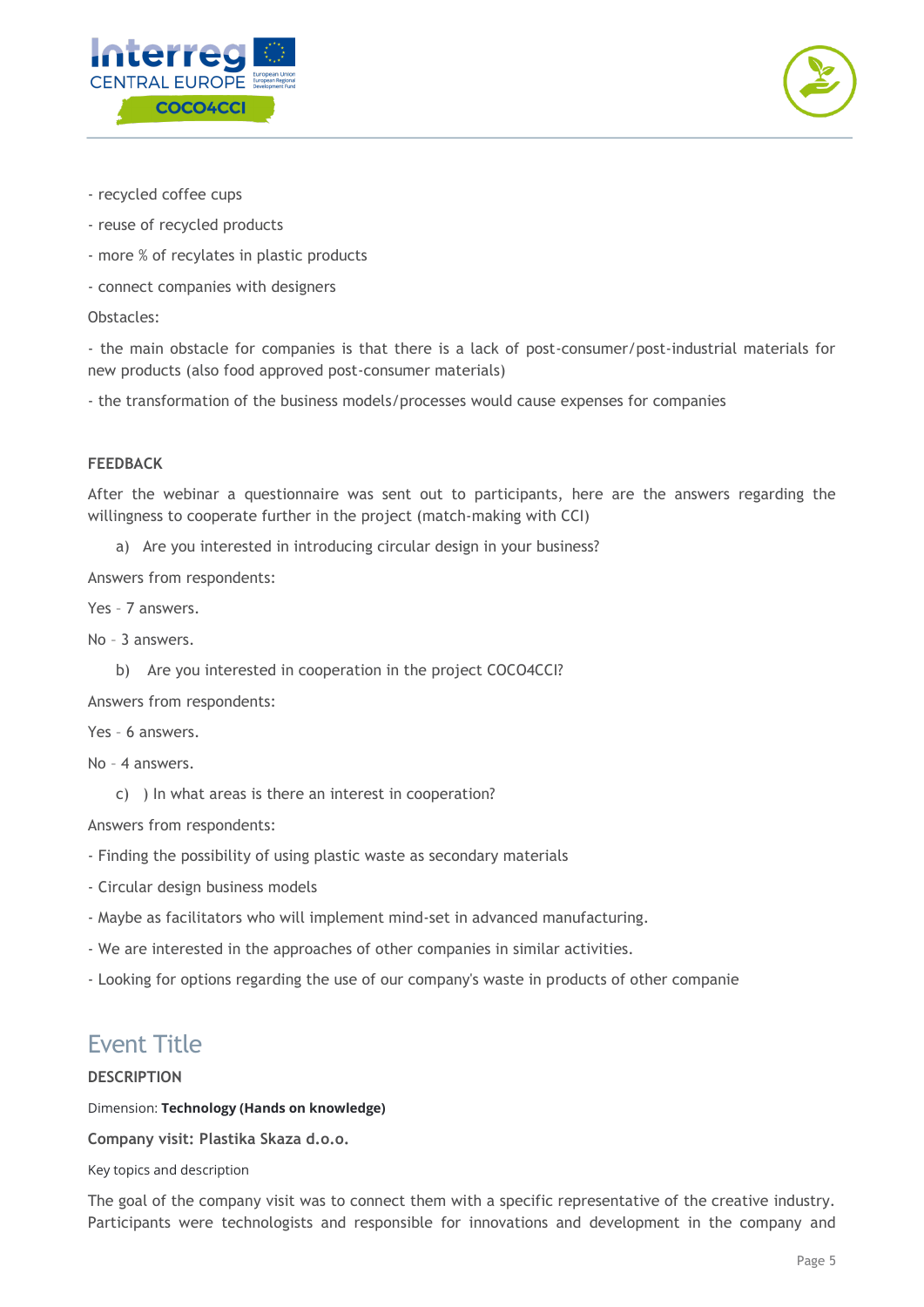- recycled coffee cups

- reuse of recycled products

- more % of recylates in plastic products

- connect companies with designers

Obstacles:

- the main obstacle for companies is that there is a lack of post-consumer/post-industrial materials for new products (also food approved post-consumer materials)

- the transformation of the business models/processes would cause expenses for companies

**FEEDBACK**

After the webinar a questionnaire was sent out to participants, here are the answers regarding the willingness to cooperate further in the project (match-making with CCI)

a) Are you interested in introducing circular design in your business?

Answers from respondents:

Yes – 7 answers.

No – 3 answers.

b) Are you interested in cooperation in the project COCO4CCI?

Answers from respondents:

Yes – 6 answers.

No – 4 answers.

c) ) In what areas is there an interest in cooperation?

Answers from respondents:

- Finding the possibility of using plastic waste as secondary materials

- Circular design business models

- Maybe as facilitators who will implement mind-set in advanced manufacturing.

- We are interested in the approaches of other companies in similar activities.

- Looking for options regarding the use of our company's waste in products of other companie

## Event Title

**DESCRIPTION**

Dimension: **Technology (Hands on knowledge)**

**Company visit: Plastika Skaza d.o.o.**

Key topics and description

The goal of the company visit was to connect them with a specific representative of the creative industry. Participants were technologists and responsible for innovations and development in the company and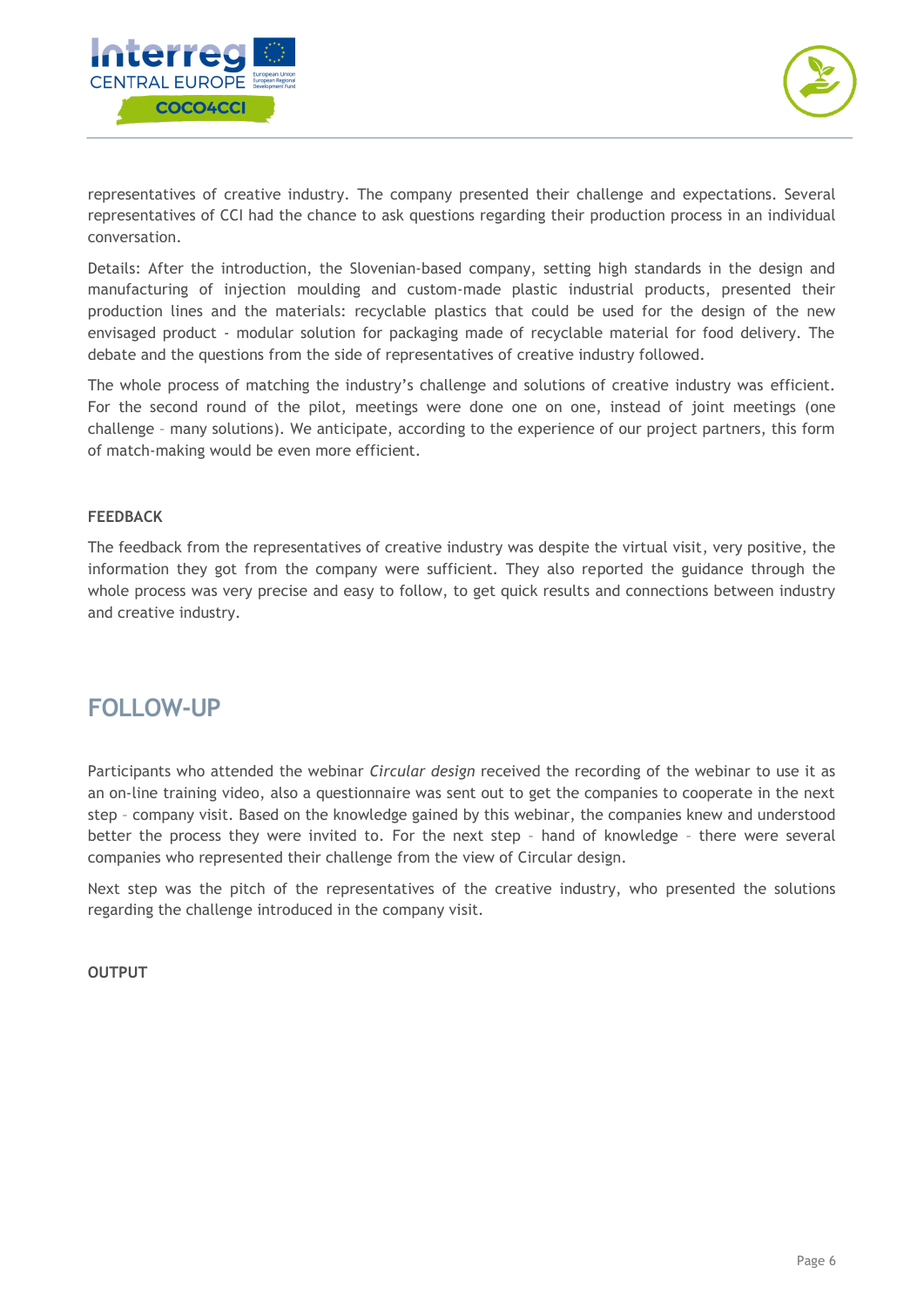representatives of creative industry. The company presented their challenge and expectations. Several representatives of CCI had the chance to ask questions regarding their production process in an individual conversation.

Details: After the introduction, the Slovenian-based company, setting high standards in the design and manufacturing of injection moulding and custom-made plastic industrial products, presented their production lines and the materials: recyclable plastics that could be used for the design of the new envisaged product - modular solution for packaging made of recyclable material for food delivery. The debate and the questions from the side of representatives of creative industry followed.

The whole process of matching the industry's challenge and solutions of creative industry was efficient. For the second round of the pilot, meetings were done one on one, instead of joint meetings (one challenge – many solutions). We anticipate, according to the experience of our project partners, this form of match-making would be even more efficient.

**FEEDBACK**

The feedback from the representatives of creative industry was despite the virtual visit, very positive, the information they got from the company were sufficient. They also reported the guidance through the whole process was very precise and easy to follow, to get quick results and connections between industry and creative industry.

## FOLLOW-UP

Participants who attended the webinar *Circular design* received the recording of the webinar to use it as an on-line training video, also a questionnaire was sent out to get the companies to cooperate in the next step – company visit. Based on the knowledge gained by this webinar, the companies knew and understood better the process they were invited to. For the next step – hand of knowledge – there were several companies who represented their challenge from the view of Circular design.

Next step was the pitch of the representatives of the creative industry, who presented the solutions regarding the challenge introduced in the company visit.

**OUTPUT**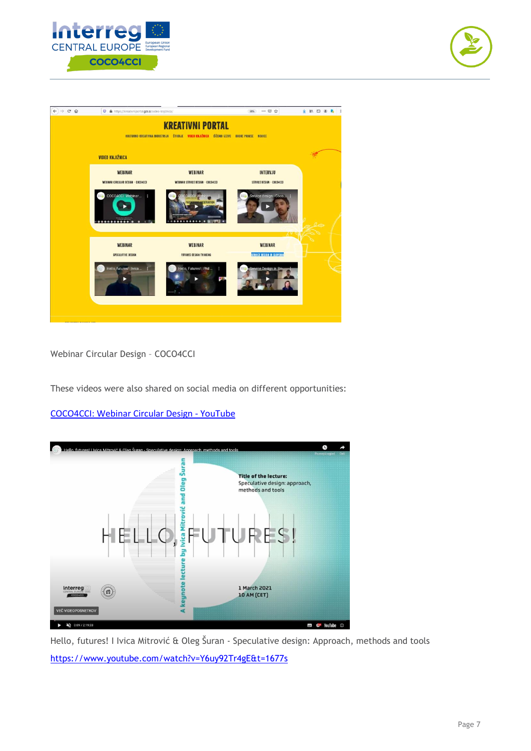Webinar Circular Design – COCO4CCI

These videos were also shared on social media on different opportunities:

[COCO4CCI: Webinar Circular Design - YouTube](COCO4CCI: Webinar Circular Design - YouTube)

Hello, futures! I Ivica Mitrović & Oleg Šuran - Speculative design: Approach, methods and tools

https://www.youtube.com/watch?v=Y6uy92Tr4gE&t=1677s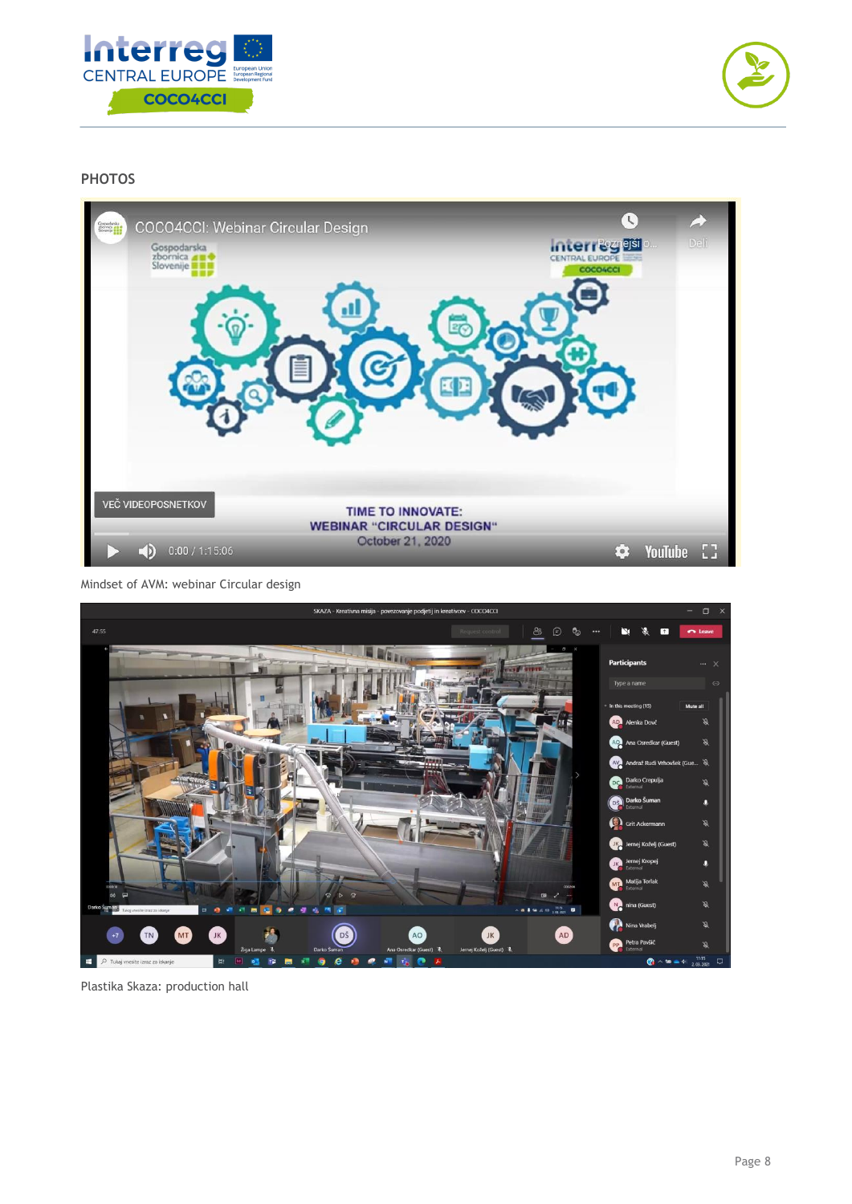## PHOTOS

Mindset of AVM: webinar Circular design

Plastika Skaza: production hall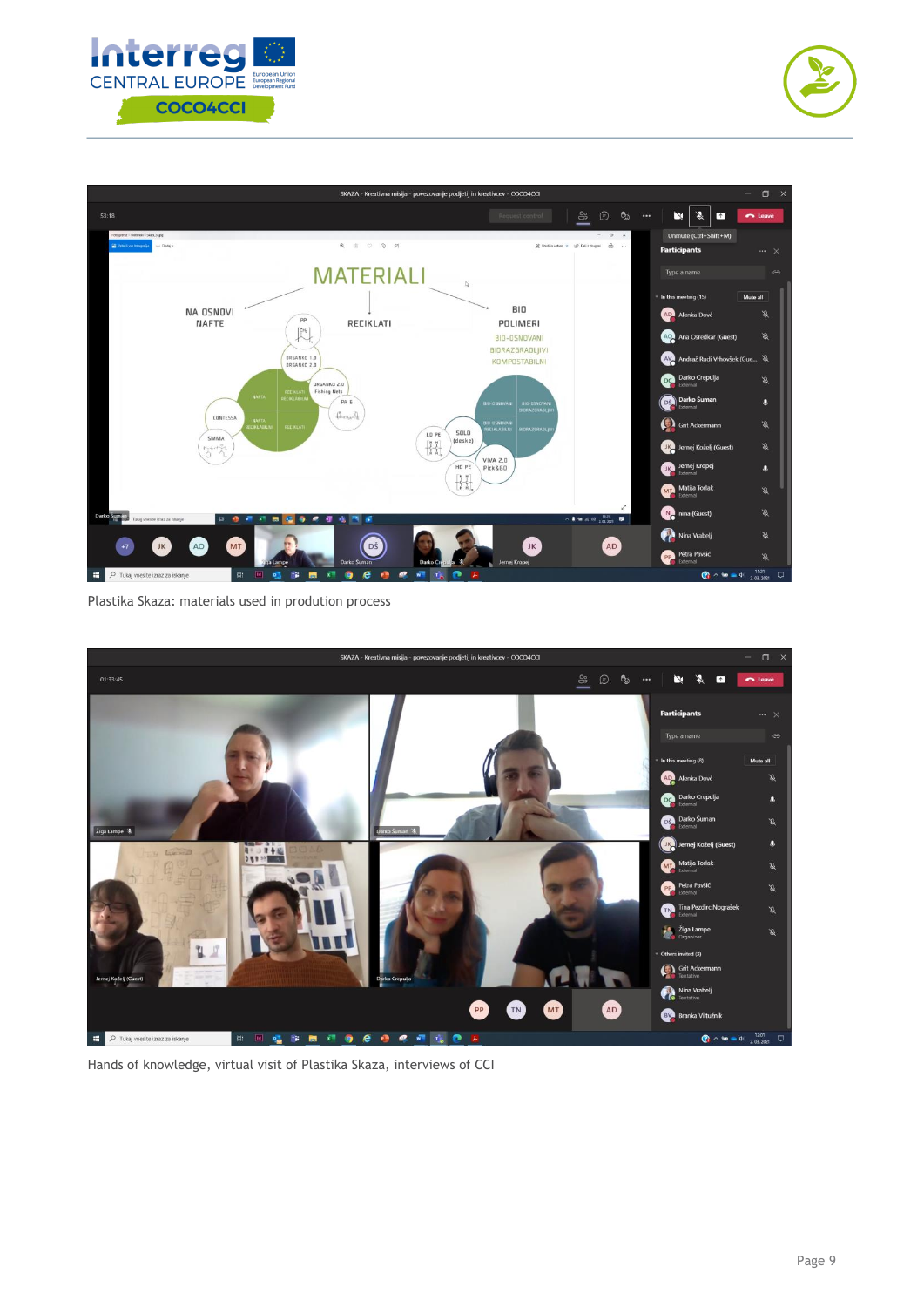Plastika Skaza: materials used in prodution process

Hands of knowledge, virtual visit of Plastika Skaza, interviews of CCI